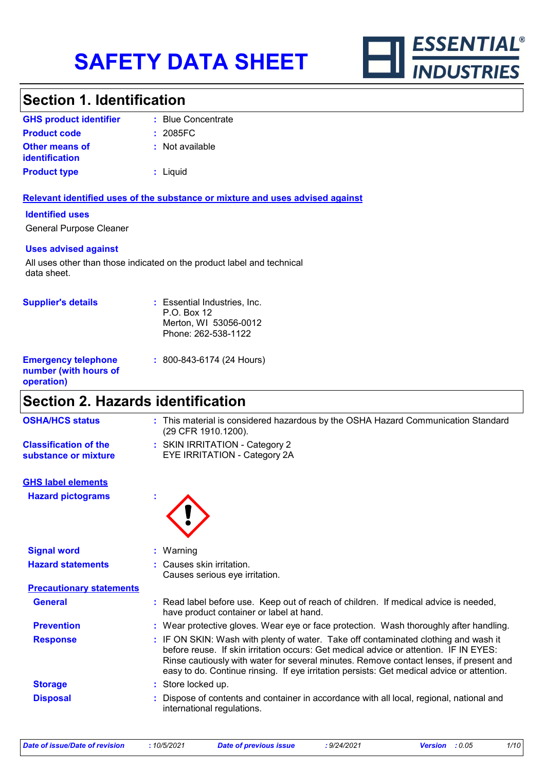# SAFETY DATA SHEET

ESSENTIAL® INDUSTRIES

## Section 1. Identification

**GHS product identifier** : Blue Concentrate

**Product code** : 2085FC

**Other means of identification** : Not available

**Product type** : Liquid

**Relevant identified uses of the substance or mixture and uses advised against**

**Identified uses**

General Purpose Cleaner

**Uses advised against**

All uses other than those indicated on the product label and technical data sheet.

**Supplier's details** : Essential Industries, Inc.
P.O. Box 12
Merton, WI 53056-0012
Phone: 262-538-1122

**Emergency telephone number (with hours of operation)** : 800-843-6174 (24 Hours)

## Section 2. Hazards identification

**OSHA/HCS status** : This material is considered hazardous by the OSHA Hazard Communication Standard (29 CFR 1910.1200).

**Classification of the substance or mixture** : SKIN IRRITATION - Category 2
EYE IRRITATION - Category 2A

**GHS label elements**

**Hazard pictograms** :

**Signal word** : Warning

**Hazard statements** : Causes skin irritation.
Causes serious eye irritation.

**Precautionary statements**

**General** : Read label before use. Keep out of reach of children. If medical advice is needed, have product container or label at hand.

**Prevention** : Wear protective gloves. Wear eye or face protection. Wash thoroughly after handling.

**Response** : IF ON SKIN: Wash with plenty of water. Take off contaminated clothing and wash it before reuse. If skin irritation occurs: Get medical advice or attention. IF IN EYES: Rinse cautiously with water for several minutes. Remove contact lenses, if present and easy to do. Continue rinsing. If eye irritation persists: Get medical advice or attention.

**Storage** : Store locked up.

**Disposal** : Dispose of contents and container in accordance with all local, regional, national and international regulations.

*Date of issue/Date of revision* : 10/5/2021 *Date of previous issue* : 9/24/2021 *Version* : 0.05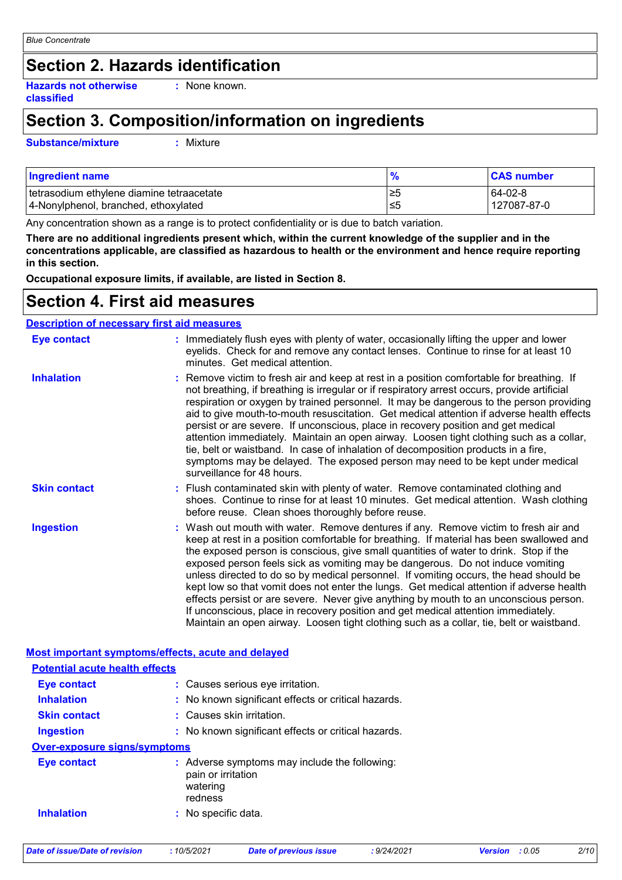# Section 2. Hazards identification

**Hazards not otherwise classified** : None known.

# Section 3. Composition/information on ingredients

**Substance/mixture** : Mixture

| Ingredient name | % | CAS number |
|---|---|---|
| tetrasodium ethylene diamine tetraacetate | ≥5 | 64-02-8 |
| 4-Nonylphenol, branched, ethoxylated | ≤5 | 127087-87-0 |

Any concentration shown as a range is to protect confidentiality or is due to batch variation.

**There are no additional ingredients present which, within the current knowledge of the supplier and in the concentrations applicable, are classified as hazardous to health or the environment and hence require reporting in this section.**

**Occupational exposure limits, if available, are listed in Section 8.**

# Section 4. First aid measures

## Description of necessary first aid measures

**Eye contact** : Immediately flush eyes with plenty of water, occasionally lifting the upper and lower eyelids. Check for and remove any contact lenses. Continue to rinse for at least 10 minutes. Get medical attention.

**Inhalation** : Remove victim to fresh air and keep at rest in a position comfortable for breathing. If not breathing, if breathing is irregular or if respiratory arrest occurs, provide artificial respiration or oxygen by trained personnel. It may be dangerous to the person providing aid to give mouth-to-mouth resuscitation. Get medical attention if adverse health effects persist or are severe. If unconscious, place in recovery position and get medical attention immediately. Maintain an open airway. Loosen tight clothing such as a collar, tie, belt or waistband. In case of inhalation of decomposition products in a fire, symptoms may be delayed. The exposed person may need to be kept under medical surveillance for 48 hours.

**Skin contact** : Flush contaminated skin with plenty of water. Remove contaminated clothing and shoes. Continue to rinse for at least 10 minutes. Get medical attention. Wash clothing before reuse. Clean shoes thoroughly before reuse.

**Ingestion** : Wash out mouth with water. Remove dentures if any. Remove victim to fresh air and keep at rest in a position comfortable for breathing. If material has been swallowed and the exposed person is conscious, give small quantities of water to drink. Stop if the exposed person feels sick as vomiting may be dangerous. Do not induce vomiting unless directed to do so by medical personnel. If vomiting occurs, the head should be kept low so that vomit does not enter the lungs. Get medical attention if adverse health effects persist or are severe. Never give anything by mouth to an unconscious person. If unconscious, place in recovery position and get medical attention immediately. Maintain an open airway. Loosen tight clothing such as a collar, tie, belt or waistband.

## Most important symptoms/effects, acute and delayed

### Potential acute health effects

**Eye contact** : Causes serious eye irritation.

**Inhalation** : No known significant effects or critical hazards.

**Skin contact** : Causes skin irritation.

**Ingestion** : No known significant effects or critical hazards.

### Over-exposure signs/symptoms

**Eye contact** : Adverse symptoms may include the following:
pain or irritation
watering
redness

**Inhalation** : No specific data.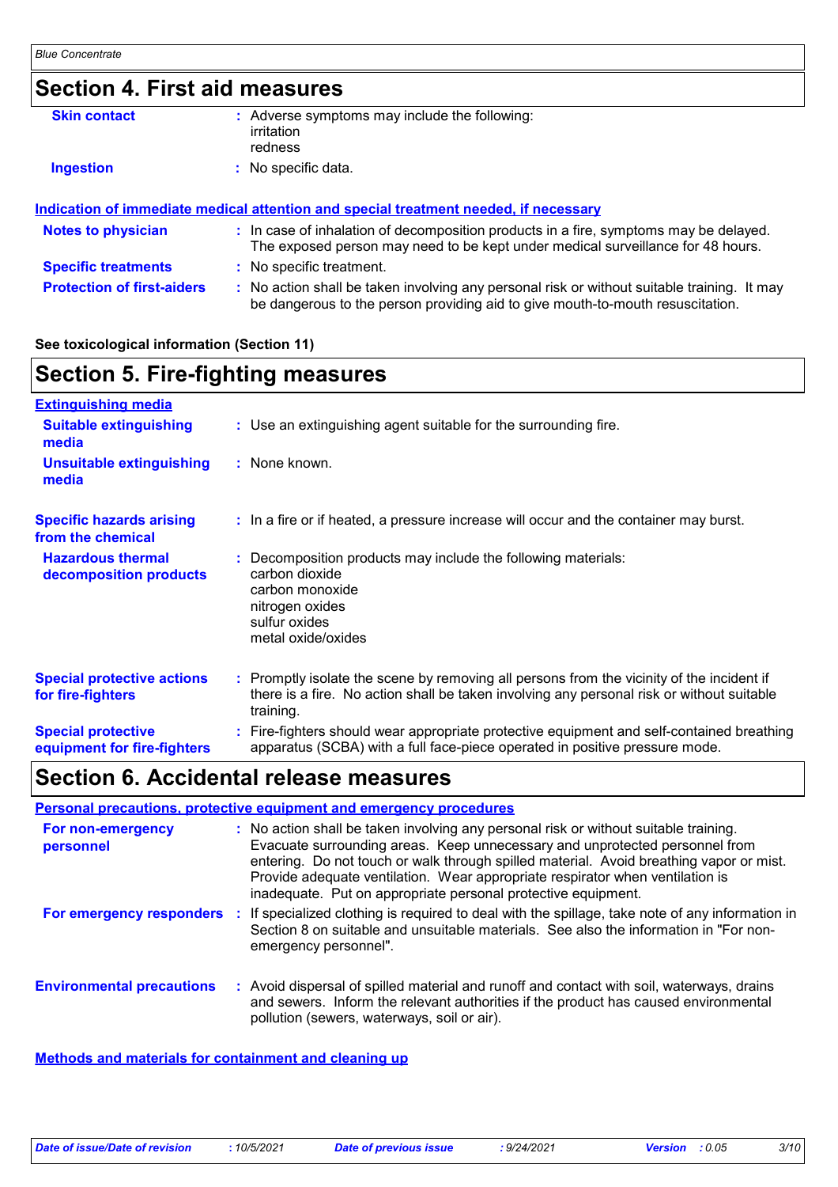## Section 4. First aid measures

**Skin contact** : Adverse symptoms may include the following:
irritation
redness

**Ingestion** : No specific data.

**Indication of immediate medical attention and special treatment needed, if necessary**

**Notes to physician** : In case of inhalation of decomposition products in a fire, symptoms may be delayed. The exposed person may need to be kept under medical surveillance for 48 hours.

**Specific treatments** : No specific treatment.

**Protection of first-aiders** : No action shall be taken involving any personal risk or without suitable training. It may be dangerous to the person providing aid to give mouth-to-mouth resuscitation.

**See toxicological information (Section 11)**

## Section 5. Fire-fighting measures

**Extinguishing media**

**Suitable extinguishing media** : Use an extinguishing agent suitable for the surrounding fire.

**Unsuitable extinguishing media** : None known.

**Specific hazards arising from the chemical** : In a fire or if heated, a pressure increase will occur and the container may burst.

**Hazardous thermal decomposition products** : Decomposition products may include the following materials:
carbon dioxide
carbon monoxide
nitrogen oxides
sulfur oxides
metal oxide/oxides

**Special protective actions for fire-fighters** : Promptly isolate the scene by removing all persons from the vicinity of the incident if there is a fire. No action shall be taken involving any personal risk or without suitable training.

**Special protective equipment for fire-fighters** : Fire-fighters should wear appropriate protective equipment and self-contained breathing apparatus (SCBA) with a full face-piece operated in positive pressure mode.

## Section 6. Accidental release measures

**Personal precautions, protective equipment and emergency procedures**

**For non-emergency personnel** : No action shall be taken involving any personal risk or without suitable training. Evacuate surrounding areas. Keep unnecessary and unprotected personnel from entering. Do not touch or walk through spilled material. Avoid breathing vapor or mist. Provide adequate ventilation. Wear appropriate respirator when ventilation is inadequate. Put on appropriate personal protective equipment.

**For emergency responders** : If specialized clothing is required to deal with the spillage, take note of any information in Section 8 on suitable and unsuitable materials. See also the information in "For non-emergency personnel".

**Environmental precautions** : Avoid dispersal of spilled material and runoff and contact with soil, waterways, drains and sewers. Inform the relevant authorities if the product has caused environmental pollution (sewers, waterways, soil or air).

**Methods and materials for containment and cleaning up**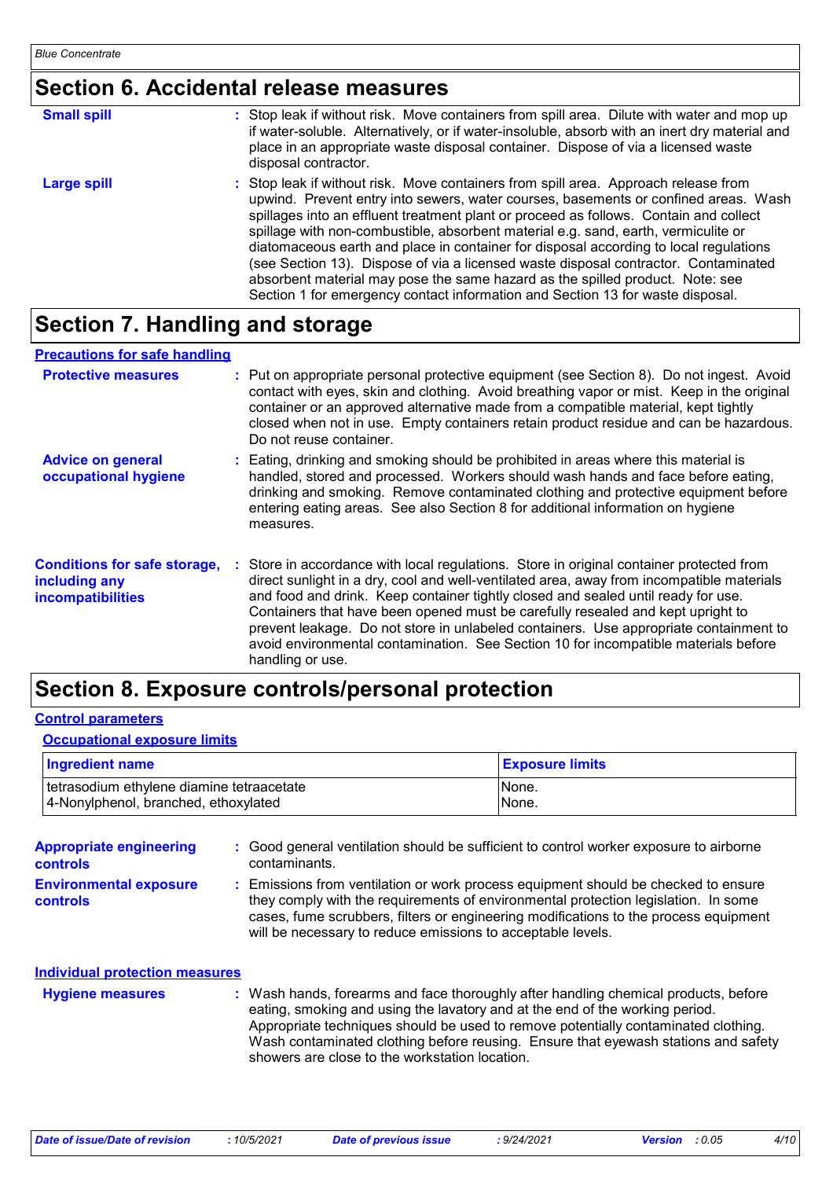## Section 6. Accidental release measures

**Small spill** : Stop leak if without risk. Move containers from spill area. Dilute with water and mop up if water-soluble. Alternatively, or if water-insoluble, absorb with an inert dry material and place in an appropriate waste disposal container. Dispose of via a licensed waste disposal contractor.

**Large spill** : Stop leak if without risk. Move containers from spill area. Approach release from upwind. Prevent entry into sewers, water courses, basements or confined areas. Wash spillages into an effluent treatment plant or proceed as follows. Contain and collect spillage with non-combustible, absorbent material e.g. sand, earth, vermiculite or diatomaceous earth and place in container for disposal according to local regulations (see Section 13). Dispose of via a licensed waste disposal contractor. Contaminated absorbent material may pose the same hazard as the spilled product. Note: see Section 1 for emergency contact information and Section 13 for waste disposal.

## Section 7. Handling and storage

### Precautions for safe handling

**Protective measures** : Put on appropriate personal protective equipment (see Section 8). Do not ingest. Avoid contact with eyes, skin and clothing. Avoid breathing vapor or mist. Keep in the original container or an approved alternative made from a compatible material, kept tightly closed when not in use. Empty containers retain product residue and can be hazardous. Do not reuse container.

**Advice on general occupational hygiene** : Eating, drinking and smoking should be prohibited in areas where this material is handled, stored and processed. Workers should wash hands and face before eating, drinking and smoking. Remove contaminated clothing and protective equipment before entering eating areas. See also Section 8 for additional information on hygiene measures.

**Conditions for safe storage, including any incompatibilities** : Store in accordance with local regulations. Store in original container protected from direct sunlight in a dry, cool and well-ventilated area, away from incompatible materials and food and drink. Keep container tightly closed and sealed until ready for use. Containers that have been opened must be carefully resealed and kept upright to prevent leakage. Do not store in unlabeled containers. Use appropriate containment to avoid environmental contamination. See Section 10 for incompatible materials before handling or use.

## Section 8. Exposure controls/personal protection

### Control parameters

#### Occupational exposure limits

| Ingredient name | Exposure limits |
|---|---|
| tetrasodium ethylene diamine tetraacetate | None. |
| 4-Nonylphenol, branched, ethoxylated | None. |

**Appropriate engineering controls** : Good general ventilation should be sufficient to control worker exposure to airborne contaminants.

**Environmental exposure controls** : Emissions from ventilation or work process equipment should be checked to ensure they comply with the requirements of environmental protection legislation. In some cases, fume scrubbers, filters or engineering modifications to the process equipment will be necessary to reduce emissions to acceptable levels.

### Individual protection measures

**Hygiene measures** : Wash hands, forearms and face thoroughly after handling chemical products, before eating, smoking and using the lavatory and at the end of the working period. Appropriate techniques should be used to remove potentially contaminated clothing. Wash contaminated clothing before reusing. Ensure that eyewash stations and safety showers are close to the workstation location.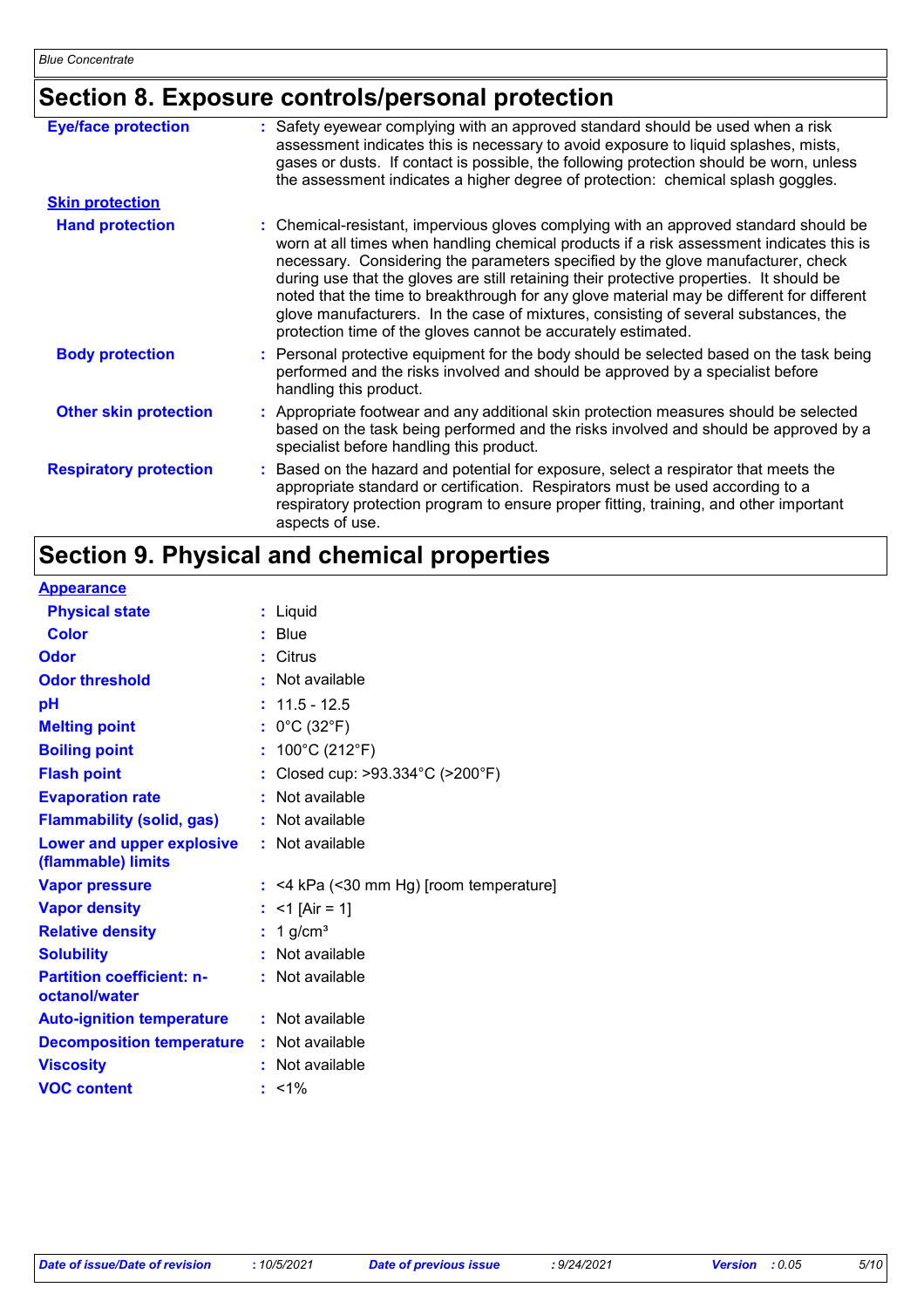## Section 8. Exposure controls/personal protection

**Eye/face protection** : Safety eyewear complying with an approved standard should be used when a risk assessment indicates this is necessary to avoid exposure to liquid splashes, mists, gases or dusts. If contact is possible, the following protection should be worn, unless the assessment indicates a higher degree of protection: chemical splash goggles.

**Skin protection**

**Hand protection** : Chemical-resistant, impervious gloves complying with an approved standard should be worn at all times when handling chemical products if a risk assessment indicates this is necessary. Considering the parameters specified by the glove manufacturer, check during use that the gloves are still retaining their protective properties. It should be noted that the time to breakthrough for any glove material may be different for different glove manufacturers. In the case of mixtures, consisting of several substances, the protection time of the gloves cannot be accurately estimated.

**Body protection** : Personal protective equipment for the body should be selected based on the task being performed and the risks involved and should be approved by a specialist before handling this product.

**Other skin protection** : Appropriate footwear and any additional skin protection measures should be selected based on the task being performed and the risks involved and should be approved by a specialist before handling this product.

**Respiratory protection** : Based on the hazard and potential for exposure, select a respirator that meets the appropriate standard or certification. Respirators must be used according to a respiratory protection program to ensure proper fitting, training, and other important aspects of use.

## Section 9. Physical and chemical properties

**Appearance**

| Property | Value |
|---|---|
| Physical state | Liquid |
| Color | Blue |
| Odor | Citrus |
| Odor threshold | Not available |
| pH | 11.5 - 12.5 |
| Melting point | 0°C (32°F) |
| Boiling point | 100°C (212°F) |
| Flash point | Closed cup: >93.334°C (>200°F) |
| Evaporation rate | Not available |
| Flammability (solid, gas) | Not available |
| Lower and upper explosive (flammable) limits | Not available |
| Vapor pressure | <4 kPa (<30 mm Hg) [room temperature] |
| Vapor density | <1 [Air = 1] |
| Relative density | 1 g/cm³ |
| Solubility | Not available |
| Partition coefficient: n-octanol/water | Not available |
| Auto-ignition temperature | Not available |
| Decomposition temperature | Not available |
| Viscosity | Not available |
| VOC content | <1% |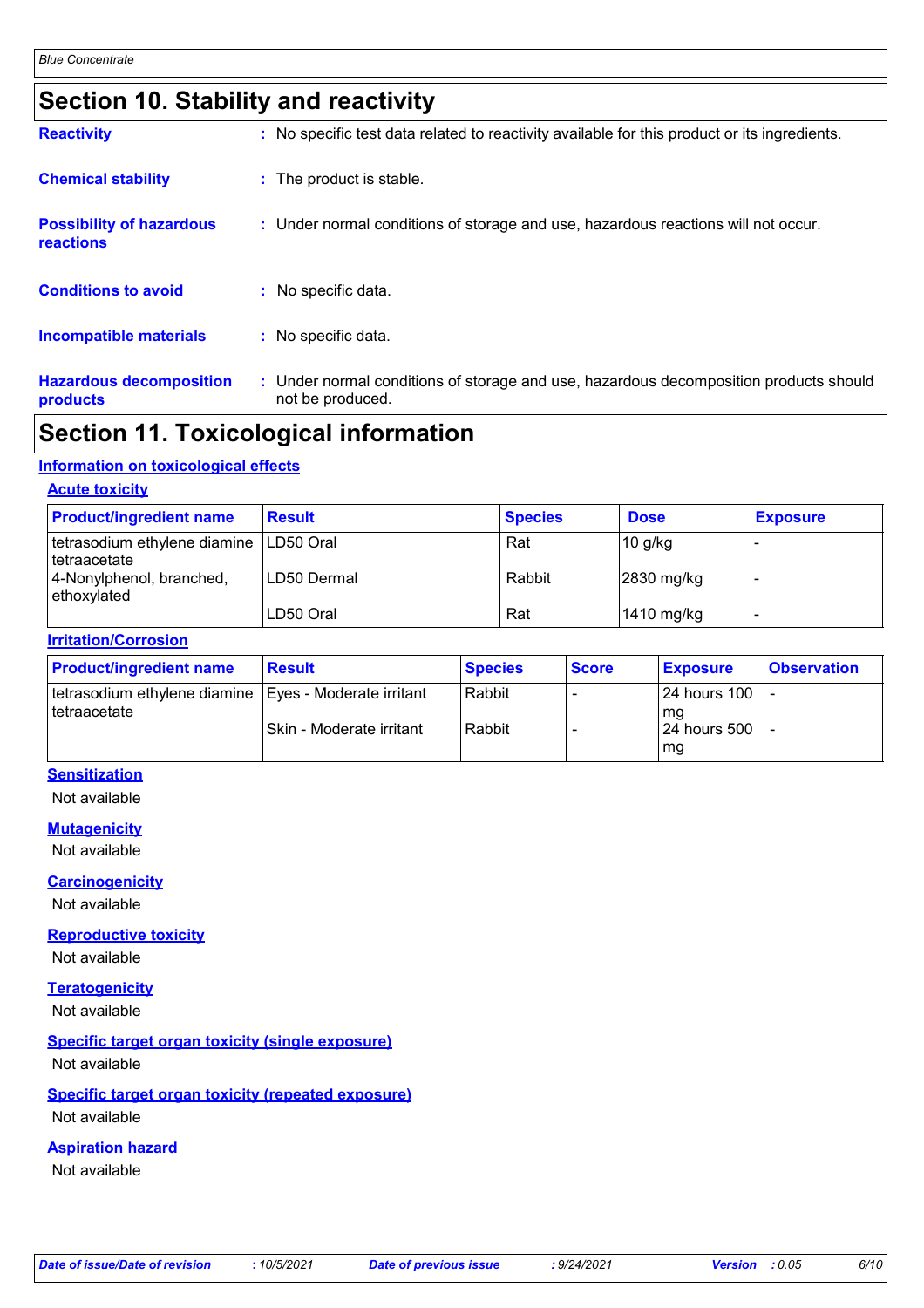# Section 10. Stability and reactivity

**Reactivity** : No specific test data related to reactivity available for this product or its ingredients.

**Chemical stability** : The product is stable.

**Possibility of hazardous reactions** : Under normal conditions of storage and use, hazardous reactions will not occur.

**Conditions to avoid** : No specific data.

**Incompatible materials** : No specific data.

**Hazardous decomposition products** : Under normal conditions of storage and use, hazardous decomposition products should not be produced.

# Section 11. Toxicological information

## Information on toxicological effects

### Acute toxicity

| Product/ingredient name | Result | Species | Dose | Exposure |
|---|---|---|---|---|
| tetrasodium ethylene diamine tetraacetate | LD50 Oral | Rat | 10 g/kg | - |
| 4-Nonylphenol, branched, ethoxylated | LD50 Dermal | Rabbit | 2830 mg/kg | - |
| | LD50 Oral | Rat | 1410 mg/kg | - |

### Irritation/Corrosion

| Product/ingredient name | Result | Species | Score | Exposure | Observation |
|---|---|---|---|---|---|
| tetrasodium ethylene diamine tetraacetate | Eyes - Moderate irritant | Rabbit | - | 24 hours 100 mg | - |
| | Skin - Moderate irritant | Rabbit | - | 24 hours 500 mg | - |

### Sensitization

Not available

### Mutagenicity

Not available

### Carcinogenicity

Not available

### Reproductive toxicity

Not available

### Teratogenicity

Not available

### Specific target organ toxicity (single exposure)

Not available

### Specific target organ toxicity (repeated exposure)

Not available

### Aspiration hazard

Not available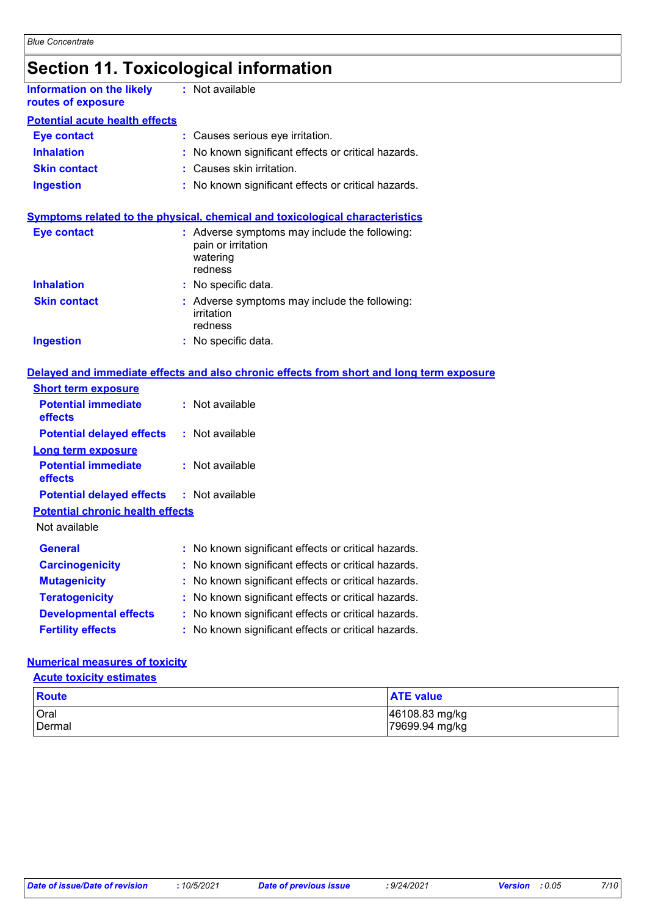# Section 11. Toxicological information

**Information on the likely routes of exposure** : Not available

**Potential acute health effects**

**Eye contact** : Causes serious eye irritation.

**Inhalation** : No known significant effects or critical hazards.

**Skin contact** : Causes skin irritation.

**Ingestion** : No known significant effects or critical hazards.

**Symptoms related to the physical, chemical and toxicological characteristics**

**Eye contact** : Adverse symptoms may include the following:
pain or irritation
watering
redness

**Inhalation** : No specific data.

**Skin contact** : Adverse symptoms may include the following:
irritation
redness

**Ingestion** : No specific data.

**Delayed and immediate effects and also chronic effects from short and long term exposure**

**Short term exposure**

**Potential immediate effects** : Not available

**Potential delayed effects** : Not available

**Long term exposure**

**Potential immediate effects** : Not available

**Potential delayed effects** : Not available

**Potential chronic health effects**

Not available

**General** : No known significant effects or critical hazards.

**Carcinogenicity** : No known significant effects or critical hazards.

**Mutagenicity** : No known significant effects or critical hazards.

**Teratogenicity** : No known significant effects or critical hazards.

**Developmental effects** : No known significant effects or critical hazards.

**Fertility effects** : No known significant effects or critical hazards.

**Numerical measures of toxicity**

**Acute toxicity estimates**

| Route | ATE value |
|---|---|
| Oral | 46108.83 mg/kg |
| Dermal | 79699.94 mg/kg |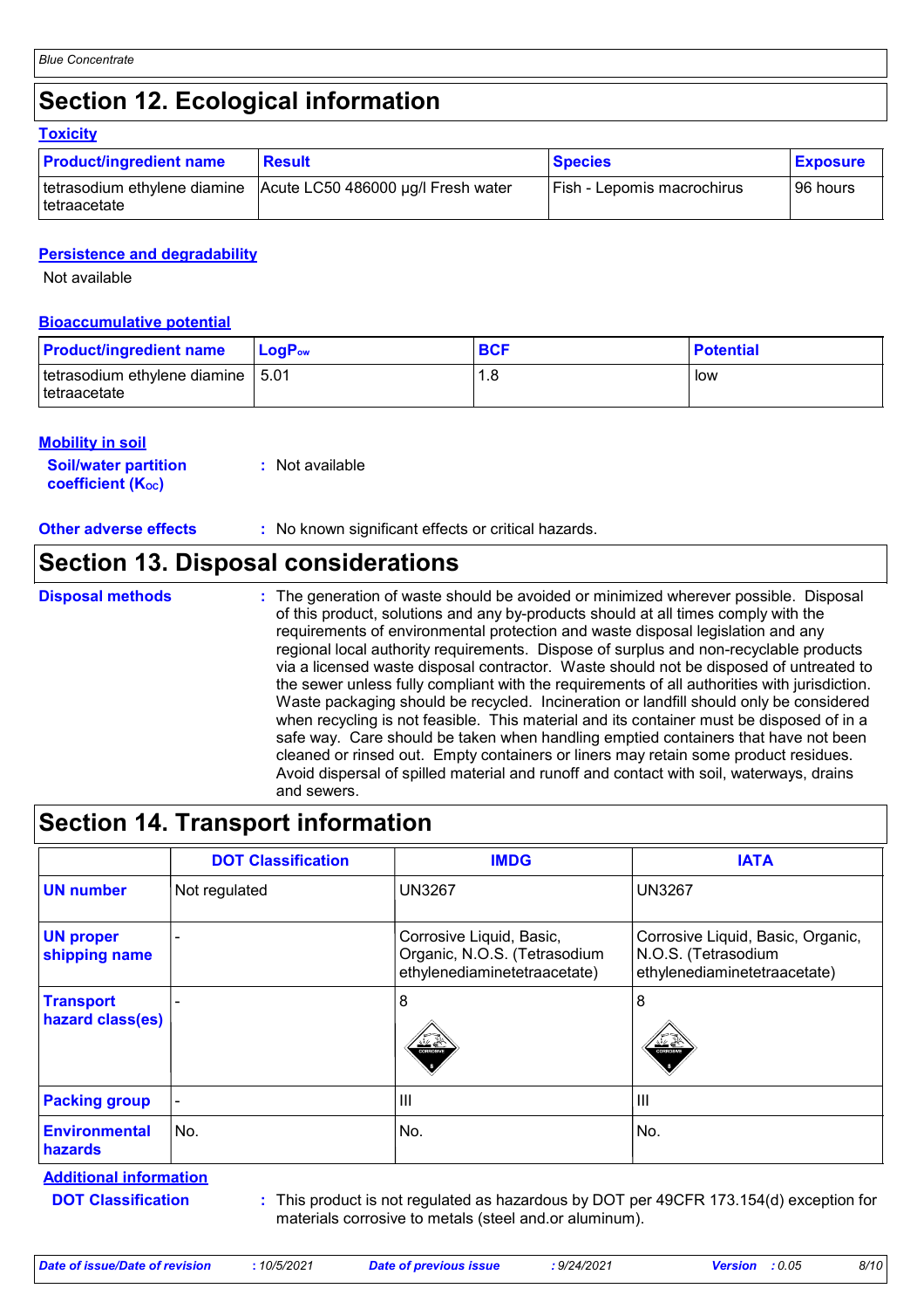## Section 12. Ecological information

### Toxicity

| Product/ingredient name | Result | Species | Exposure |
|---|---|---|---|
| tetrasodium ethylene diamine tetraacetate | Acute LC50 486000 µg/l Fresh water | Fish - Lepomis macrochirus | 96 hours |

### Persistence and degradability

Not available

### Bioaccumulative potential

| Product/ingredient name | $LogP_{ow}$ | BCF | Potential |
|---|---|---|---|
| tetrasodium ethylene diamine tetraacetate | 5.01 | 1.8 | low |

### Mobility in soil

**Soil/water partition coefficient ($K_{OC}$)** : Not available

**Other adverse effects** : No known significant effects or critical hazards.

## Section 13. Disposal considerations

**Disposal methods** : The generation of waste should be avoided or minimized wherever possible. Disposal of this product, solutions and any by-products should at all times comply with the requirements of environmental protection and waste disposal legislation and any regional local authority requirements. Dispose of surplus and non-recyclable products via a licensed waste disposal contractor. Waste should not be disposed of untreated to the sewer unless fully compliant with the requirements of all authorities with jurisdiction. Waste packaging should be recycled. Incineration or landfill should only be considered when recycling is not feasible. This material and its container must be disposed of in a safe way. Care should be taken when handling emptied containers that have not been cleaned or rinsed out. Empty containers or liners may retain some product residues. Avoid dispersal of spilled material and runoff and contact with soil, waterways, drains and sewers.

## Section 14. Transport information

| | DOT Classification | IMDG | IATA |
|---|---|---|---|
| **UN number** | Not regulated | UN3267 | UN3267 |
| **UN proper shipping name** | - | Corrosive Liquid, Basic, Organic, N.O.S. (Tetrasodium ethylenediaminetetraacetate) | Corrosive Liquid, Basic, Organic, N.O.S. (Tetrasodium ethylenediaminetetraacetate) |
| **Transport hazard class(es)** | - | 8 | 8 |
| **Packing group** | - | III | III |
| **Environmental hazards** | No. | No. | No. |

### Additional information

**DOT Classification** : This product is not regulated as hazardous by DOT per 49CFR 173.154(d) exception for materials corrosive to metals (steel and.or aluminum).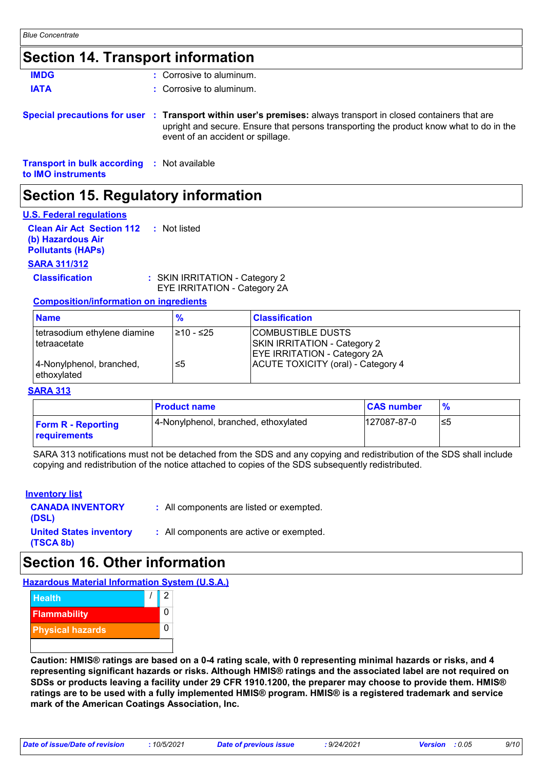## Section 14. Transport information

**IMDG** : Corrosive to aluminum.

**IATA** : Corrosive to aluminum.

**Special precautions for user** : **Transport within user's premises:** always transport in closed containers that are upright and secure. Ensure that persons transporting the product know what to do in the event of an accident or spillage.

**Transport in bulk according to IMO instruments** : Not available

## Section 15. Regulatory information

**U.S. Federal regulations**

**Clean Air Act Section 112 (b) Hazardous Air Pollutants (HAPs)** : Not listed

**SARA 311/312**

**Classification** : SKIN IRRITATION - Category 2
EYE IRRITATION - Category 2A

**Composition/information on ingredients**

| Name | % | Classification |
|---|---|---|
| tetrasodium ethylene diamine tetraacetate | ≥10 - ≤25 | COMBUSTIBLE DUSTS<br>SKIN IRRITATION - Category 2<br>EYE IRRITATION - Category 2A |
| 4-Nonylphenol, branched, ethoxylated | ≤5 | ACUTE TOXICITY (oral) - Category 4 |

**SARA 313**

| | Product name | CAS number | % |
|---|---|---|---|
| **Form R - Reporting requirements** | 4-Nonylphenol, branched, ethoxylated | 127087-87-0 | ≤5 |

SARA 313 notifications must not be detached from the SDS and any copying and redistribution of the SDS shall include copying and redistribution of the notice attached to copies of the SDS subsequently redistributed.

**Inventory list**

**CANADA INVENTORY (DSL)** : All components are listed or exempted.

**United States inventory (TSCA 8b)** : All components are active or exempted.

## Section 16. Other information

**Hazardous Material Information System (U.S.A.)**

| | | |
|---|---|---|
| Health | / | 2 |
| Flammability | | 0 |
| Physical hazards | | 0 |

**Caution: HMIS® ratings are based on a 0-4 rating scale, with 0 representing minimal hazards or risks, and 4 representing significant hazards or risks. Although HMIS® ratings and the associated label are not required on SDSs or products leaving a facility under 29 CFR 1910.1200, the preparer may choose to provide them. HMIS® ratings are to be used with a fully implemented HMIS® program. HMIS® is a registered trademark and service mark of the American Coatings Association, Inc.**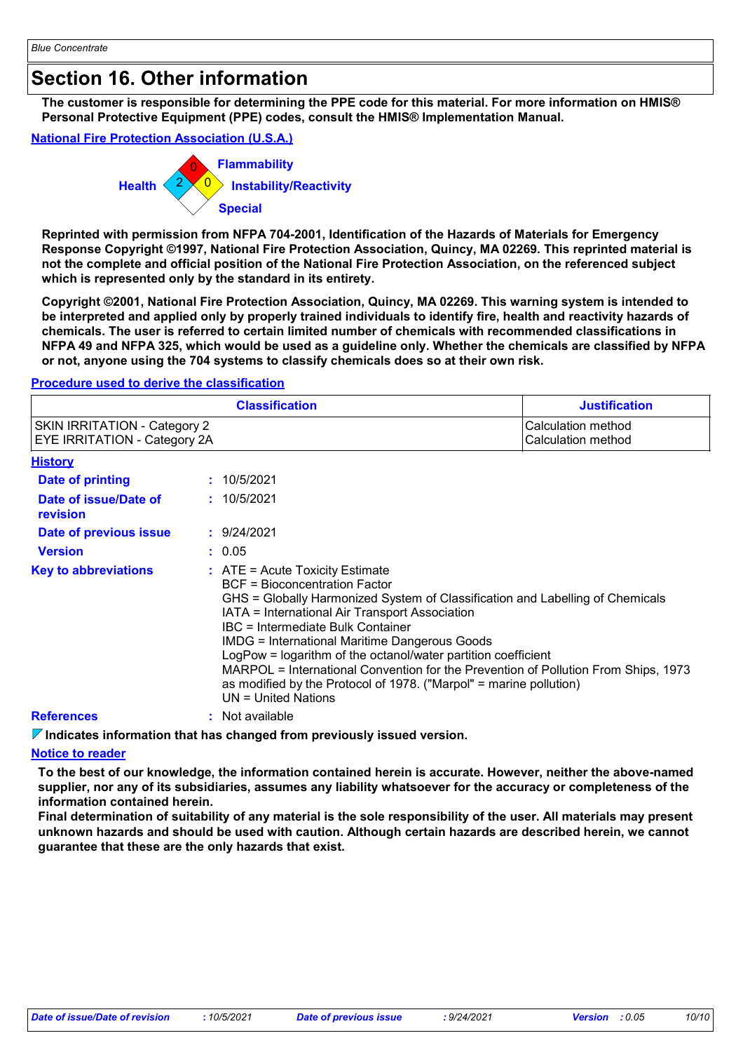# Section 16. Other information

**The customer is responsible for determining the PPE code for this material. For more information on HMIS® Personal Protective Equipment (PPE) codes, consult the HMIS® Implementation Manual.**

## National Fire Protection Association (U.S.A.)

Flammability: 0
Health: 2
Instability/Reactivity: 0
Special

**Reprinted with permission from NFPA 704-2001, Identification of the Hazards of Materials for Emergency Response Copyright ©1997, National Fire Protection Association, Quincy, MA 02269. This reprinted material is not the complete and official position of the National Fire Protection Association, on the referenced subject which is represented only by the standard in its entirety.**

**Copyright ©2001, National Fire Protection Association, Quincy, MA 02269. This warning system is intended to be interpreted and applied only by properly trained individuals to identify fire, health and reactivity hazards of chemicals. The user is referred to certain limited number of chemicals with recommended classifications in NFPA 49 and NFPA 325, which would be used as a guideline only. Whether the chemicals are classified by NFPA or not, anyone using the 704 systems to classify chemicals does so at their own risk.**

## Procedure used to derive the classification

| Classification | Justification |
|---|---|
| SKIN IRRITATION - Category 2 | Calculation method |
| EYE IRRITATION - Category 2A | Calculation method |

## History

**Date of printing** : 10/5/2021

**Date of issue/Date of revision** : 10/5/2021

**Date of previous issue** : 9/24/2021

**Version** : 0.05

**Key to abbreviations** :
ATE = Acute Toxicity Estimate
BCF = Bioconcentration Factor
GHS = Globally Harmonized System of Classification and Labelling of Chemicals
IATA = International Air Transport Association
IBC = Intermediate Bulk Container
IMDG = International Maritime Dangerous Goods
LogPow = logarithm of the octanol/water partition coefficient
MARPOL = International Convention for the Prevention of Pollution From Ships, 1973 as modified by the Protocol of 1978. ("Marpol" = marine pollution)
UN = United Nations

**References** : Not available

**Indicates information that has changed from previously issued version.**

## Notice to reader

**To the best of our knowledge, the information contained herein is accurate. However, neither the above-named supplier, nor any of its subsidiaries, assumes any liability whatsoever for the accuracy or completeness of the information contained herein.**
**Final determination of suitability of any material is the sole responsibility of the user. All materials may present unknown hazards and should be used with caution. Although certain hazards are described herein, we cannot guarantee that these are the only hazards that exist.**